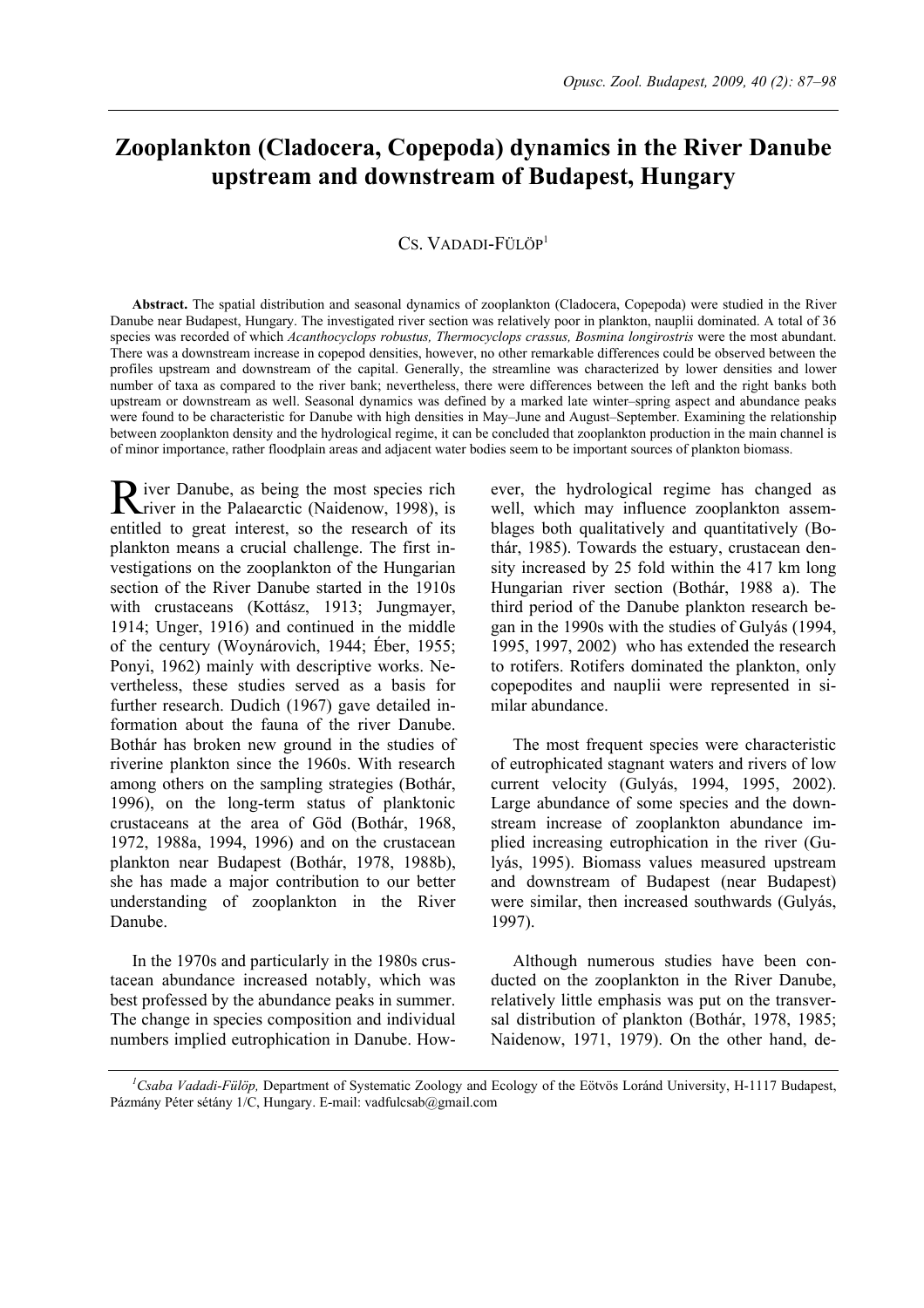# Zooplankton (Cladocera, Copepoda) dynamics in the River Danube upstream and downstream of Budapest, Hungary

CS. VADADI-FÜLÖP[1]

**Abstract.** The spatial distribution and seasonal dynamics of zooplankton (Cladocera, Copepoda) were studied in the River Danube near Budapest, Hungary. The investigated river section was relatively poor in plankton, nauplii dominated. A total of 36 species was recorded of which *Acanthocyclops robustus, Thermocyclops crassus, Bosmina longirostris* were the most abundant. There was a downstream increase in copepod densities, however, no other remarkable differences could be observed between the profiles upstream and downstream of the capital. Generally, the streamline was characterized by lower densities and lower number of taxa as compared to the river bank; nevertheless, there were differences between the left and the right banks both upstream or downstream as well. Seasonal dynamics was defined by a marked late winter–spring aspect and abundance peaks were found to be characteristic for Danube with high densities in May–June and August–September. Examining the relationship between zooplankton density and the hydrological regime, it can be concluded that zooplankton production in the main channel is of minor importance, rather floodplain areas and adjacent water bodies seem to be important sources of plankton biomass.

River Danube, as being the most species rich river in the Palaearctic (Naidenow, 1998), is entitled to great interest, so the research of its plankton means a crucial challenge. The first investigations on the zooplankton of the Hungarian section of the River Danube started in the 1910s with crustaceans (Kottász, 1913; Jungmayer, 1914; Unger, 1916) and continued in the middle of the century (Woynárovich, 1944; Éber, 1955; Ponyi, 1962) mainly with descriptive works. Nevertheless, these studies served as a basis for further research. Dudich (1967) gave detailed information about the fauna of the river Danube. Bothár has broken new ground in the studies of riverine plankton since the 1960s. With research among others on the sampling strategies (Bothár, 1996), on the long-term status of planktonic crustaceans at the area of Göd (Bothár, 1968, 1972, 1988a, 1994, 1996) and on the crustacean plankton near Budapest (Bothár, 1978, 1988b), she has made a major contribution to our better understanding of zooplankton in the River Danube.

In the 1970s and particularly in the 1980s crustacean abundance increased notably, which was best professed by the abundance peaks in summer. The change in species composition and individual numbers implied eutrophication in Danube. However, the hydrological regime has changed as well, which may influence zooplankton assemblages both qualitatively and quantitatively (Bothár, 1985). Towards the estuary, crustacean density increased by 25 fold within the 417 km long Hungarian river section (Bothár, 1988 a). The third period of the Danube plankton research began in the 1990s with the studies of Gulyás (1994, 1995, 1997, 2002) who has extended the research to rotifers. Rotifers dominated the plankton, only copepodites and nauplii were represented in similar abundance.

The most frequent species were characteristic of eutrophicated stagnant waters and rivers of low current velocity (Gulyás, 1994, 1995, 2002). Large abundance of some species and the downstream increase of zooplankton abundance implied increasing eutrophication in the river (Gulyás, 1995). Biomass values measured upstream and downstream of Budapest (near Budapest) were similar, then increased southwards (Gulyás, 1997).

Although numerous studies have been conducted on the zooplankton in the River Danube, relatively little emphasis was put on the transversal distribution of plankton (Bothár, 1978, 1985; Naidenow, 1971, 1979). On the other hand, de-

[1]*Csaba Vadadi-Fülöp,* Department of Systematic Zoology and Ecology of the Eötvös Loránd University, H-1117 Budapest, Pázmány Péter sétány 1/C, Hungary. E-mail: vadfulcsab@gmail.com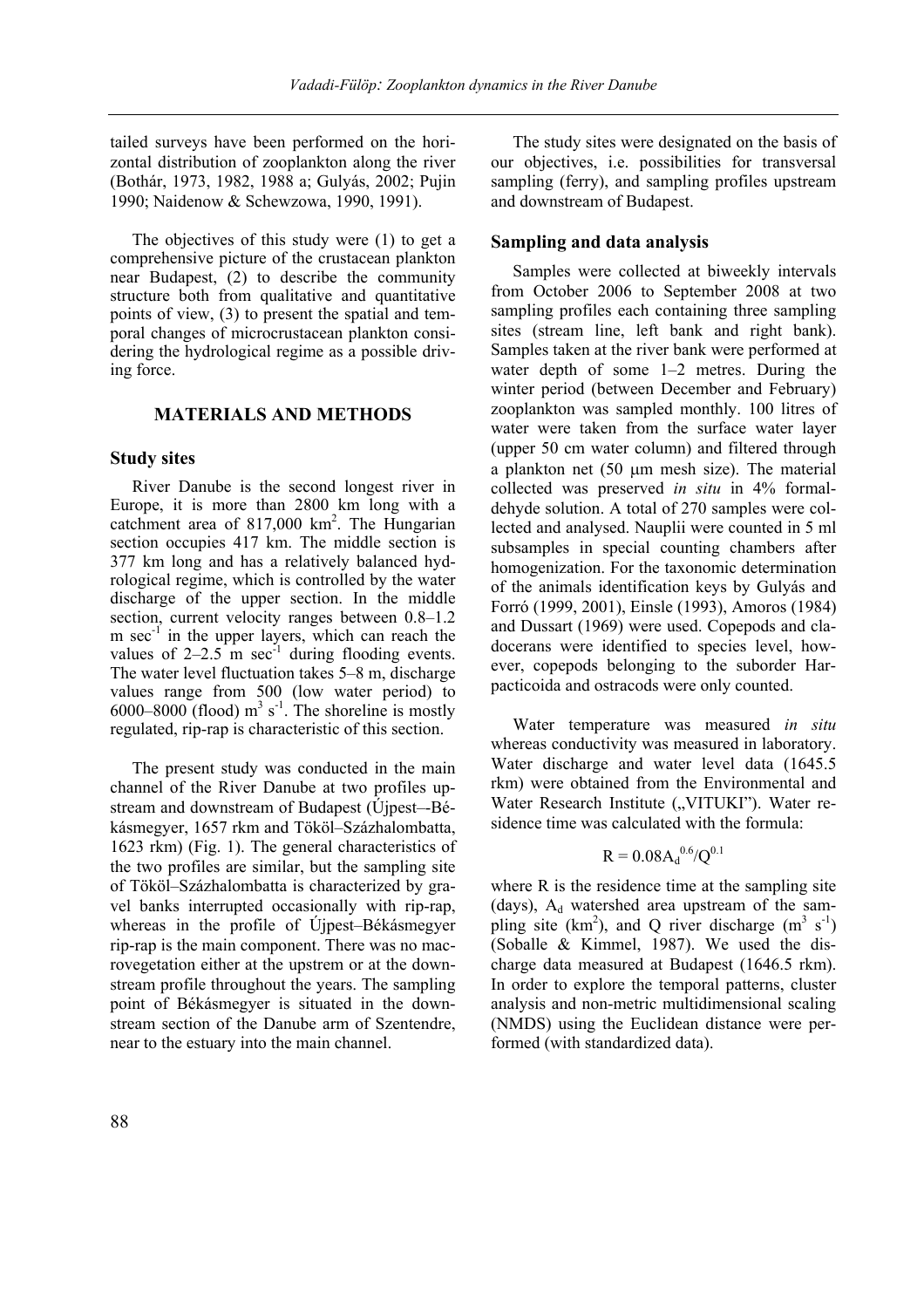tailed surveys have been performed on the horizontal distribution of zooplankton along the river (Bothár, 1973, 1982, 1988 a; Gulyás, 2002; Pujin 1990; Naidenow & Schewzowa, 1990, 1991).

The objectives of this study were (1) to get a comprehensive picture of the crustacean plankton near Budapest, (2) to describe the community structure both from qualitative and quantitative points of view, (3) to present the spatial and temporal changes of microcrustacean plankton considering the hydrological regime as a possible driving force.

## MATERIALS AND METHODS

### Study sites

River Danube is the second longest river in Europe, it is more than 2800 km long with a catchment area of 817,000 km$^2$. The Hungarian section occupies 417 km. The middle section is 377 km long and has a relatively balanced hydrological regime, which is controlled by the water discharge of the upper section. In the middle section, current velocity ranges between 0.8–1.2 m sec$^{-1}$ in the upper layers, which can reach the values of 2–2.5 m sec$^{-1}$ during flooding events. The water level fluctuation takes 5–8 m, discharge values range from 500 (low water period) to 6000–8000 (flood) m$^3$ s$^{-1}$. The shoreline is mostly regulated, rip-rap is characteristic of this section.

The present study was conducted in the main channel of the River Danube at two profiles upstream and downstream of Budapest (Újpest–Békásmegyer, 1657 rkm and Tököl–Százhalombatta, 1623 rkm) (Fig. 1). The general characteristics of the two profiles are similar, but the sampling site of Tököl–Százhalombatta is characterized by gravel banks interrupted occasionally with rip-rap, whereas in the profile of Újpest–Békásmegyer rip-rap is the main component. There was no macrovegetation either at the upstrem or at the downstream profile throughout the years. The sampling point of Békásmegyer is situated in the downstream section of the Danube arm of Szentendre, near to the estuary into the main channel.

The study sites were designated on the basis of our objectives, i.e. possibilities for transversal sampling (ferry), and sampling profiles upstream and downstream of Budapest.

### Sampling and data analysis

Samples were collected at biweekly intervals from October 2006 to September 2008 at two sampling profiles each containing three sampling sites (stream line, left bank and right bank). Samples taken at the river bank were performed at water depth of some 1–2 metres. During the winter period (between December and February) zooplankton was sampled monthly. 100 litres of water were taken from the surface water layer (upper 50 cm water column) and filtered through a plankton net (50 μm mesh size). The material collected was preserved *in situ* in 4% formaldehyde solution. A total of 270 samples were collected and analysed. Nauplii were counted in 5 ml subsamples in special counting chambers after homogenization. For the taxonomic determination of the animals identification keys by Gulyás and Forró (1999, 2001), Einsle (1993), Amoros (1984) and Dussart (1969) were used. Copepods and cladocerans were identified to species level, however, copepods belonging to the suborder Harpacticoida and ostracods were only counted.

Water temperature was measured *in situ* whereas conductivity was measured in laboratory. Water discharge and water level data (1645.5 rkm) were obtained from the Environmental and Water Research Institute („VITUKI"). Water residence time was calculated with the formula:

$$R = 0.08A_d^{0.6}/Q^{0.1}$$

where R is the residence time at the sampling site (days), $A_d$ watershed area upstream of the sampling site (km$^2$), and Q river discharge (m$^3$ s$^{-1}$) (Soballe & Kimmel, 1987). We used the discharge data measured at Budapest (1646.5 rkm). In order to explore the temporal patterns, cluster analysis and non-metric multidimensional scaling (NMDS) using the Euclidean distance were performed (with standardized data).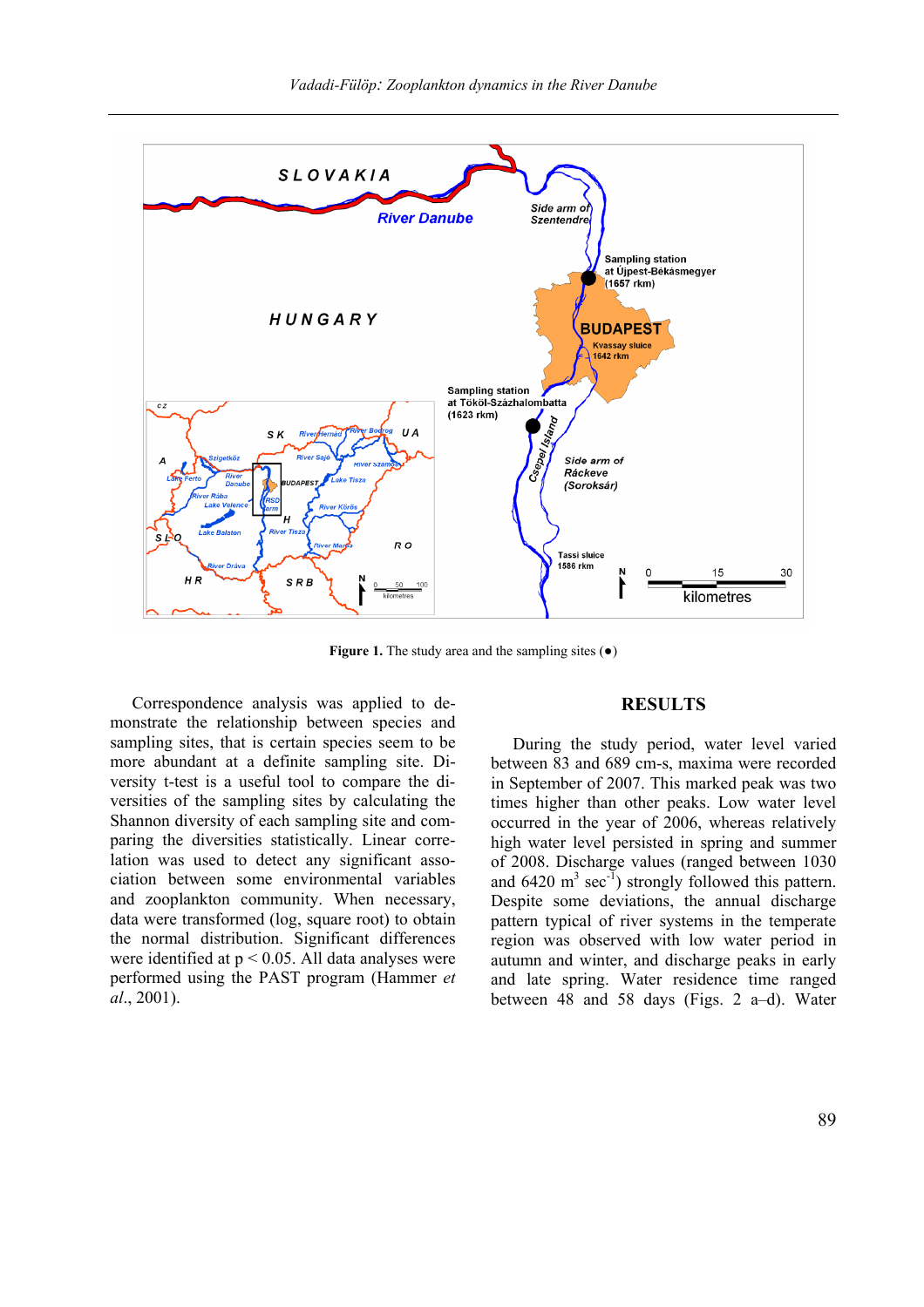**Figure 1.** The study area and the sampling sites (●)

Correspondence analysis was applied to demonstrate the relationship between species and sampling sites, that is certain species seem to be more abundant at a definite sampling site. Diversity t-test is a useful tool to compare the diversities of the sampling sites by calculating the Shannon diversity of each sampling site and comparing the diversities statistically. Linear correlation was used to detect any significant association between some environmental variables and zooplankton community. When necessary, data were transformed (log, square root) to obtain the normal distribution. Significant differences were identified at $p < 0.05$. All data analyses were performed using the PAST program (Hammer *et al*., 2001).

## RESULTS

During the study period, water level varied between 83 and 689 cm-s, maxima were recorded in September of 2007. This marked peak was two times higher than other peaks. Low water level occurred in the year of 2006, whereas relatively high water level persisted in spring and summer of 2008. Discharge values (ranged between 1030 and 6420 $m^3$ $sec^{-1}$) strongly followed this pattern. Despite some deviations, the annual discharge pattern typical of river systems in the temperate region was observed with low water period in autumn and winter, and discharge peaks in early and late spring. Water residence time ranged between 48 and 58 days (Figs. 2 a–d). Water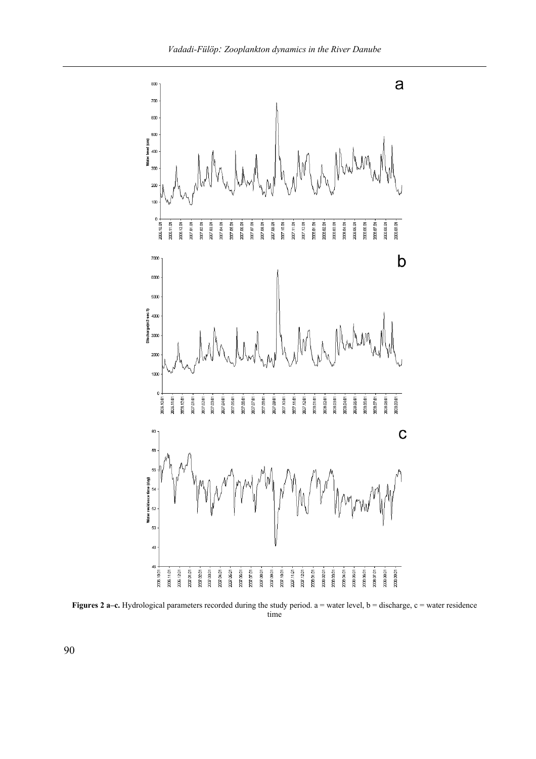**Figures 2 a–c.** Hydrological parameters recorded during the study period. a = water level, b = discharge, c = water residence time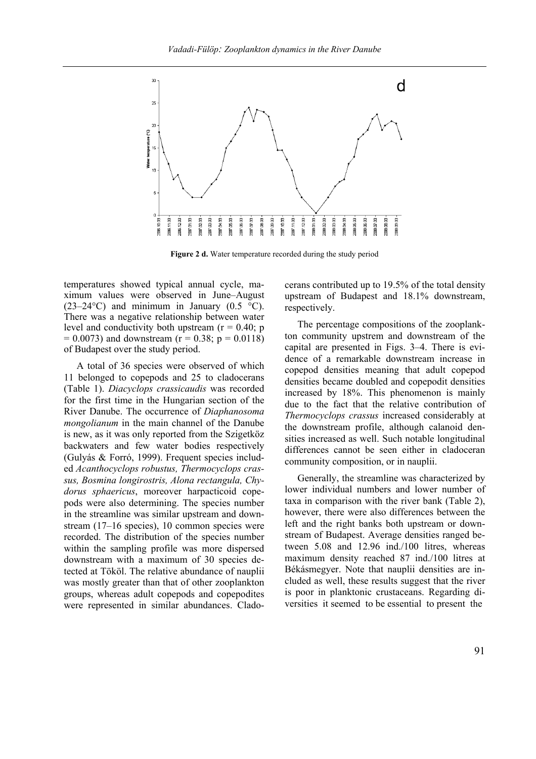**Figure 2 d.** Water temperature recorded during the study period

temperatures showed typical annual cycle, maximum values were observed in June–August (23–24°C) and minimum in January (0.5 °C). There was a negative relationship between water level and conductivity both upstream ($r = 0.40$; $p = 0.0073$) and downstream ($r = 0.38$; $p = 0.0118$) of Budapest over the study period.

A total of 36 species were observed of which 11 belonged to copepods and 25 to cladocerans (Table 1). *Diacyclops crassicaudis* was recorded for the first time in the Hungarian section of the River Danube. The occurrence of *Diaphanosoma mongolianum* in the main channel of the Danube is new, as it was only reported from the Szigetköz backwaters and few water bodies respectively (Gulyás & Forró, 1999). Frequent species included *Acanthocyclops robustus, Thermocyclops crassus, Bosmina longirostris, Alona rectangula, Chydorus sphaericus*, moreover harpacticoid copepods were also determining. The species number in the streamline was similar upstream and downstream (17–16 species), 10 common species were recorded. The distribution of the species number within the sampling profile was more dispersed downstream with a maximum of 30 species detected at Tököl. The relative abundance of nauplii was mostly greater than that of other zooplankton groups, whereas adult copepods and copepodites were represented in similar abundances. Cladocerans contributed up to 19.5% of the total density upstream of Budapest and 18.1% downstream, respectively.

The percentage compositions of the zooplankton community upstrem and downstream of the capital are presented in Figs. 3–4. There is evidence of a remarkable downstream increase in copepod densities meaning that adult copepod densities became doubled and copepodit densities increased by 18%. This phenomenon is mainly due to the fact that the relative contribution of *Thermocyclops crassus* increased considerably at the downstream profile, although calanoid densities increased as well. Such notable longitudinal differences cannot be seen either in cladoceran community composition, or in nauplii.

Generally, the streamline was characterized by lower individual numbers and lower number of taxa in comparison with the river bank (Table 2), however, there were also differences between the left and the right banks both upstream or downstream of Budapest. Average densities ranged between 5.08 and 12.96 ind./100 litres, whereas maximum density reached 87 ind./100 litres at Békásmegyer. Note that nauplii densities are included as well, these results suggest that the river is poor in planktonic crustaceans. Regarding diversities it seemed to be essential to present the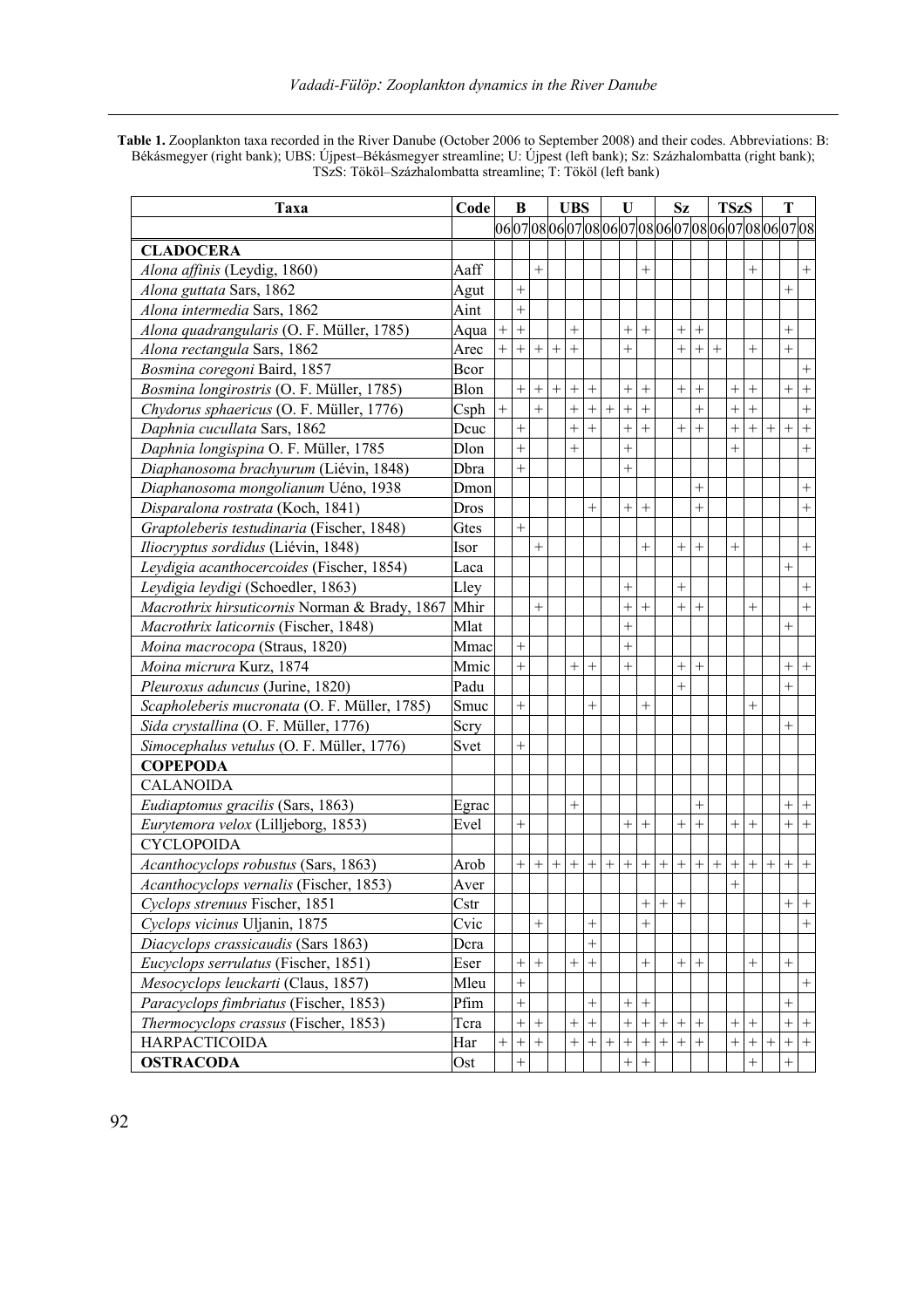**Table 1.** Zooplankton taxa recorded in the River Danube (October 2006 to September 2008) and their codes. Abbreviations: B: Békásmegyer (right bank); UBS: Újpest–Békásmegyer streamline; U: Újpest (left bank); Sz: Százhalombatta (right bank); TSzS: Tököl–Százhalombatta streamline; T: Tököl (left bank)

| Taxa | Code | B | | | UBS | | | U | | | Sz | | | TSzS | | | T | | |
|---|---|---|---|---|---|---|---|---|---|---|---|---|---|---|---|---|---|---|---|
| | | 06 | 07 | 08 | 06 | 07 | 08 | 06 | 07 | 08 | 06 | 07 | 08 | 06 | 07 | 08 | 06 | 07 | 08 |
| **CLADOCERA** | | | | | | | | | | | | | | | | | | | |
| *Alona affinis* (Leydig, 1860) | Aaff | | | + | | | | | | + | | | | | | + | | | + |
| *Alona guttata* Sars, 1862 | Agut | | + | | | | | | | | | | | | | | | + | |
| *Alona intermedia* Sars, 1862 | Aint | | + | | | | | | | | | | | | | | | | |
| *Alona quadrangularis* (O. F. Müller, 1785) | Aqua | + | + | | | + | | | + | + | | + | + | | | | | + | |
| *Alona rectangula* Sars, 1862 | Arec | + | + | + | + | + | | | + | | | + | + | + | | + | | + | |
| *Bosmina coregoni* Baird, 1857 | Bcor | | | | | | | | | | | | | | | | | | + |
| *Bosmina longirostris* (O. F. Müller, 1785) | Blon | | + | + | + | + | + | | + | + | | + | + | | + | + | | + | + |
| *Chydorus sphaericus* (O. F. Müller, 1776) | Csph | + | | + | | + | + | + | + | + | | | + | | + | + | | | + |
| *Daphnia cucullata* Sars, 1862 | Dcuc | | + | | | + | + | | + | + | | + | + | | + | + | + | + | + |
| *Daphnia longispina* O. F. Müller, 1785 | Dlon | | + | | | + | | | + | | | | | | + | | | | + |
| *Diaphanosoma brachyurum* (Liévin, 1848) | Dbra | | + | | | | | | + | | | | | | | | | | |
| *Diaphanosoma mongolianum* Uéno, 1938 | Dmon | | | | | | | | | | | | + | | | | | | + |
| *Disparalona rostrata* (Koch, 1841) | Dros | | | | | | + | | + | + | | | + | | | | | | + |
| *Graptoleberis testudinaria* (Fischer, 1848) | Gtes | | + | | | | | | | | | | | | | | | | |
| *Iliocryptus sordidus* (Liévin, 1848) | Isor | | | + | | | | | | + | | + | + | | + | | | | + |
| *Leydigia acanthocercoides* (Fischer, 1854) | Laca | | | | | | | | | | | | | | | | | + | |
| *Leydigia leydigi* (Schoedler, 1863) | Lley | | | | | | | | + | | | + | | | | | | | + |
| *Macrothrix hirsuticornis* Norman & Brady, 1867 | Mhir | | | + | | | | | + | + | | + | + | | | + | | | + |
| *Macrothrix laticornis* (Fischer, 1848) | Mlat | | | | | | | | + | | | | | | | | | + | |
| *Moina macrocopa* (Straus, 1820) | Mmac | | + | | | | | | + | | | | | | | | | | |
| *Moina micrura* Kurz, 1874 | Mmic | | + | | | + | + | | + | | | + | + | | | | | + | + |
| *Pleuroxus aduncus* (Jurine, 1820) | Padu | | | | | | | | | | | + | | | | | | + | |
| *Scapholeberis mucronata* (O. F. Müller, 1785) | Smuc | | + | | | | + | | | + | | | | | | + | | | |
| *Sida crystallina* (O. F. Müller, 1776) | Scry | | | | | | | | | | | | | | | | | + | |
| *Simocephalus vetulus* (O. F. Müller, 1776) | Svet | | + | | | | | | | | | | | | | | | | |
| **COPEPODA** | | | | | | | | | | | | | | | | | | | |
| CALANOIDA | | | | | | | | | | | | | | | | | | | |
| *Eudiaptomus gracilis* (Sars, 1863) | Egrac | | | | | + | | | | | | | + | | | | | + | + |
| *Eurytemora velox* (Lilljeborg, 1853) | Evel | | + | | | | | | + | + | | + | + | | + | + | | + | + |
| CYCLOPOIDA | | | | | | | | | | | | | | | | | | | |
| *Acanthocyclops robustus* (Sars, 1863) | Arob | | + | + | + | + | + | + | + | + | + | + | + | + | + | + | + | + | + |
| *Acanthocyclops vernalis* (Fischer, 1853) | Aver | | | | | | | | | | | | | | + | | | | |
| *Cyclops strenuus* Fischer, 1851 | Cstr | | | | | | | | | + | + | + | | | | | | + | + |
| *Cyclops vicinus* Uljanin, 1875 | Cvic | | | + | | | + | | | + | | | | | | | | | + |
| *Diacyclops crassicaudis* (Sars 1863) | Dcra | | | | | | + | | | | | | | | | | | | |
| *Eucyclops serrulatus* (Fischer, 1851) | Eser | | + | + | | + | + | | | + | | + | + | | | + | | + | |
| *Mesocyclops leuckarti* (Claus, 1857) | Mleu | | + | | | | | | | | | | | | | | | | + |
| *Paracyclops fimbriatus* (Fischer, 1853) | Pfim | | + | | | | + | | + | + | | | | | | | | + | |
| *Thermocyclops crassus* (Fischer, 1853) | Tcra | | + | + | | + | + | | + | + | + | + | + | | + | + | | + | + |
| HARPACTICOIDA | Har | + | + | + | | + | + | + | + | + | + | + | + | | + | + | + | + | + |
| **OSTRACODA** | Ost | | + | | | | | | + | + | | | | | | + | | + | |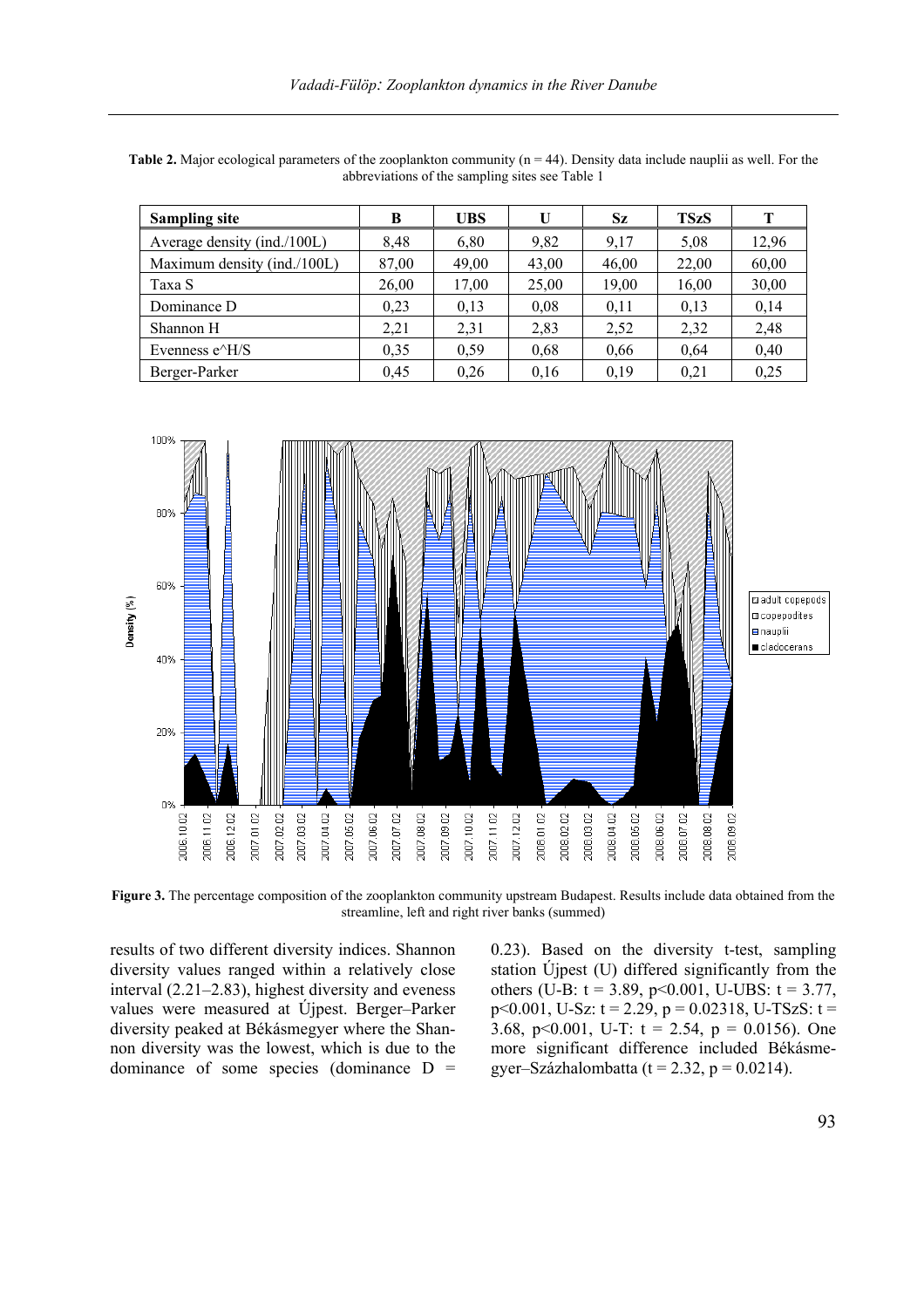**Table 2.** Major ecological parameters of the zooplankton community (n = 44). Density data include nauplii as well. For the abbreviations of the sampling sites see Table 1

| Sampling site | B | UBS | U | Sz | TSzS | T |
|---|---|---|---|---|---|---|
| Average density (ind./100L) | 8,48 | 6,80 | 9,82 | 9,17 | 5,08 | 12,96 |
| Maximum density (ind./100L) | 87,00 | 49,00 | 43,00 | 46,00 | 22,00 | 60,00 |
| Taxa S | 26,00 | 17,00 | 25,00 | 19,00 | 16,00 | 30,00 |
| Dominance D | 0,23 | 0,13 | 0,08 | 0,11 | 0,13 | 0,14 |
| Shannon H | 2,21 | 2,31 | 2,83 | 2,52 | 2,32 | 2,48 |
| Evenness e^H/S | 0,35 | 0,59 | 0,68 | 0,66 | 0,64 | 0,40 |
| Berger-Parker | 0,45 | 0,26 | 0,16 | 0,19 | 0,21 | 0,25 |

**Figure 3.** The percentage composition of the zooplankton community upstream Budapest. Results include data obtained from the streamline, left and right river banks (summed)

results of two different diversity indices. Shannon diversity values ranged within a relatively close interval (2.21–2.83), highest diversity and eveness values were measured at Újpest. Berger–Parker diversity peaked at Békásmegyer where the Shannon diversity was the lowest, which is due to the dominance of some species (dominance D = 0.23). Based on the diversity t-test, sampling station Újpest (U) differed significantly from the others (U-B: $t = 3.89$, $p<0.001$, U-UBS: $t = 3.77$, $p<0.001$, U-Sz: $t = 2.29$, $p = 0.02318$, U-TSzS: $t = 3.68$, $p<0.001$, U-T: $t = 2.54$, $p = 0.0156$). One more significant difference included Békásmegyer–Százhalombatta ($t = 2.32$, $p = 0.0214$).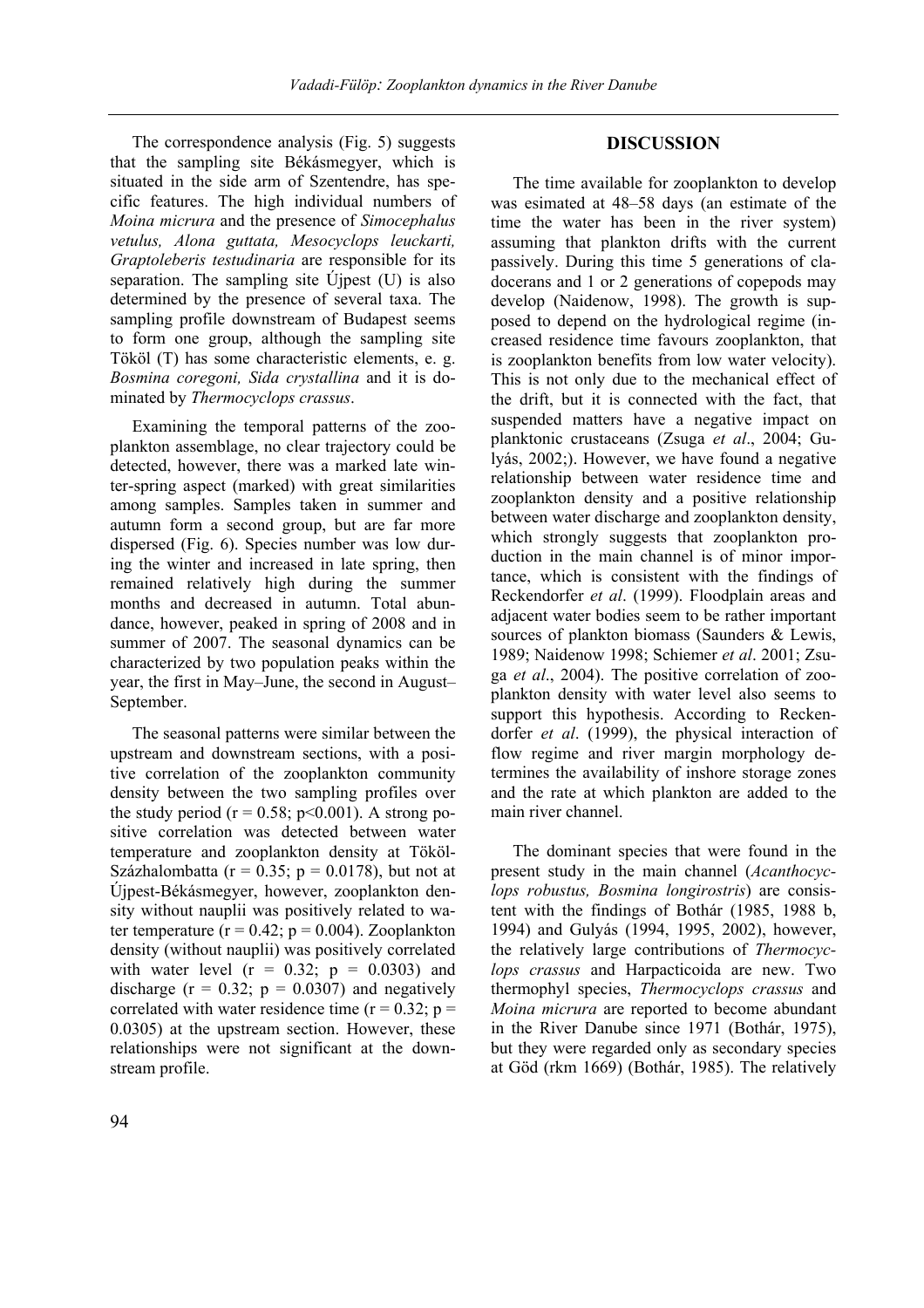The correspondence analysis (Fig. 5) suggests that the sampling site Békásmegyer, which is situated in the side arm of Szentendre, has specific features. The high individual numbers of *Moina micrura* and the presence of *Simocephalus vetulus, Alona guttata, Mesocyclops leuckarti, Graptoleberis testudinaria* are responsible for its separation. The sampling site Újpest (U) is also determined by the presence of several taxa. The sampling profile downstream of Budapest seems to form one group, although the sampling site Tököl (T) has some characteristic elements, e. g. *Bosmina coregoni, Sida crystallina* and it is dominated by *Thermocyclops crassus*.

Examining the temporal patterns of the zooplankton assemblage, no clear trajectory could be detected, however, there was a marked late winter-spring aspect (marked) with great similarities among samples. Samples taken in summer and autumn form a second group, but are far more dispersed (Fig. 6). Species number was low during the winter and increased in late spring, then remained relatively high during the summer months and decreased in autumn. Total abundance, however, peaked in spring of 2008 and in summer of 2007. The seasonal dynamics can be characterized by two population peaks within the year, the first in May–June, the second in August–September.

The seasonal patterns were similar between the upstream and downstream sections, with a positive correlation of the zooplankton community density between the two sampling profiles over the study period ($r = 0.58$; $p<0.001$). A strong positive correlation was detected between water temperature and zooplankton density at Tököl-Százhalombatta ($r = 0.35$; $p = 0.0178$), but not at Újpest-Békásmegyer, however, zooplankton density without nauplii was positively related to water temperature ($r = 0.42$; $p = 0.004$). Zooplankton density (without nauplii) was positively correlated with water level ($r = 0.32$; $p = 0.0303$) and discharge ($r = 0.32$; $p = 0.0307$) and negatively correlated with water residence time ($r = 0.32$; $p = 0.0305$) at the upstream section. However, these relationships were not significant at the downstream profile.

## DISCUSSION

The time available for zooplankton to develop was esimated at 48–58 days (an estimate of the time the water has been in the river system) assuming that plankton drifts with the current passively. During this time 5 generations of cladocerans and 1 or 2 generations of copepods may develop (Naidenow, 1998). The growth is supposed to depend on the hydrological regime (increased residence time favours zooplankton, that is zooplankton benefits from low water velocity). This is not only due to the mechanical effect of the drift, but it is connected with the fact, that suspended matters have a negative impact on planktonic crustaceans (Zsuga *et al*., 2004; Gulyás, 2002;). However, we have found a negative relationship between water residence time and zooplankton density and a positive relationship between water discharge and zooplankton density, which strongly suggests that zooplankton production in the main channel is of minor importance, which is consistent with the findings of Reckendorfer *et al*. (1999). Floodplain areas and adjacent water bodies seem to be rather important sources of plankton biomass (Saunders & Lewis, 1989; Naidenow 1998; Schiemer *et al*. 2001; Zsuga *et al*., 2004). The positive correlation of zooplankton density with water level also seems to support this hypothesis. According to Reckendorfer *et al*. (1999), the physical interaction of flow regime and river margin morphology determines the availability of inshore storage zones and the rate at which plankton are added to the main river channel.

The dominant species that were found in the present study in the main channel (*Acanthocyclops robustus, Bosmina longirostris*) are consistent with the findings of Bothár (1985, 1988 b, 1994) and Gulyás (1994, 1995, 2002), however, the relatively large contributions of *Thermocyclops crassus* and Harpacticoida are new. Two thermophyl species, *Thermocyclops crassus* and *Moina micrura* are reported to become abundant in the River Danube since 1971 (Bothár, 1975), but they were regarded only as secondary species at Göd (rkm 1669) (Bothár, 1985). The relatively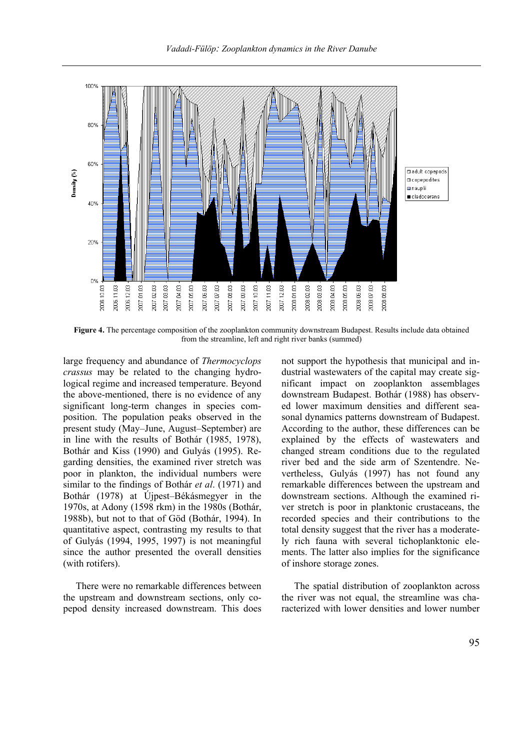**Figure 4.** The percentage composition of the zooplankton community downstream Budapest. Results include data obtained from the streamline, left and right river banks (summed)

large frequency and abundance of *Thermocyclops crassus* may be related to the changing hydrological regime and increased temperature. Beyond the above-mentioned, there is no evidence of any significant long-term changes in species composition. The population peaks observed in the present study (May–June, August–September) are in line with the results of Bothár (1985, 1978), Bothár and Kiss (1990) and Gulyás (1995). Regarding densities, the examined river stretch was poor in plankton, the individual numbers were similar to the findings of Bothár *et al*. (1971) and Bothár (1978) at Újpest–Békásmegyer in the 1970s, at Adony (1598 rkm) in the 1980s (Bothár, 1988b), but not to that of Göd (Bothár, 1994). In quantitative aspect, contrasting my results to that of Gulyás (1994, 1995, 1997) is not meaningful since the author presented the overall densities (with rotifers).

There were no remarkable differences between the upstream and downstream sections, only copepod density increased downstream. This does not support the hypothesis that municipal and industrial wastewaters of the capital may create significant impact on zooplankton assemblages downstream Budapest. Bothár (1988) has observed lower maximum densities and different seasonal dynamics patterns downstream of Budapest. According to the author, these differences can be explained by the effects of wastewaters and changed stream conditions due to the regulated river bed and the side arm of Szentendre. Nevertheless, Gulyás (1997) has not found any remarkable differences between the upstream and downstream sections. Although the examined river stretch is poor in planktonic crustaceans, the recorded species and their contributions to the total density suggest that the river has a moderately rich fauna with several tichoplanktonic elements. The latter also implies for the significance of inshore storage zones.

The spatial distribution of zooplankton across the river was not equal, the streamline was characterized with lower densities and lower number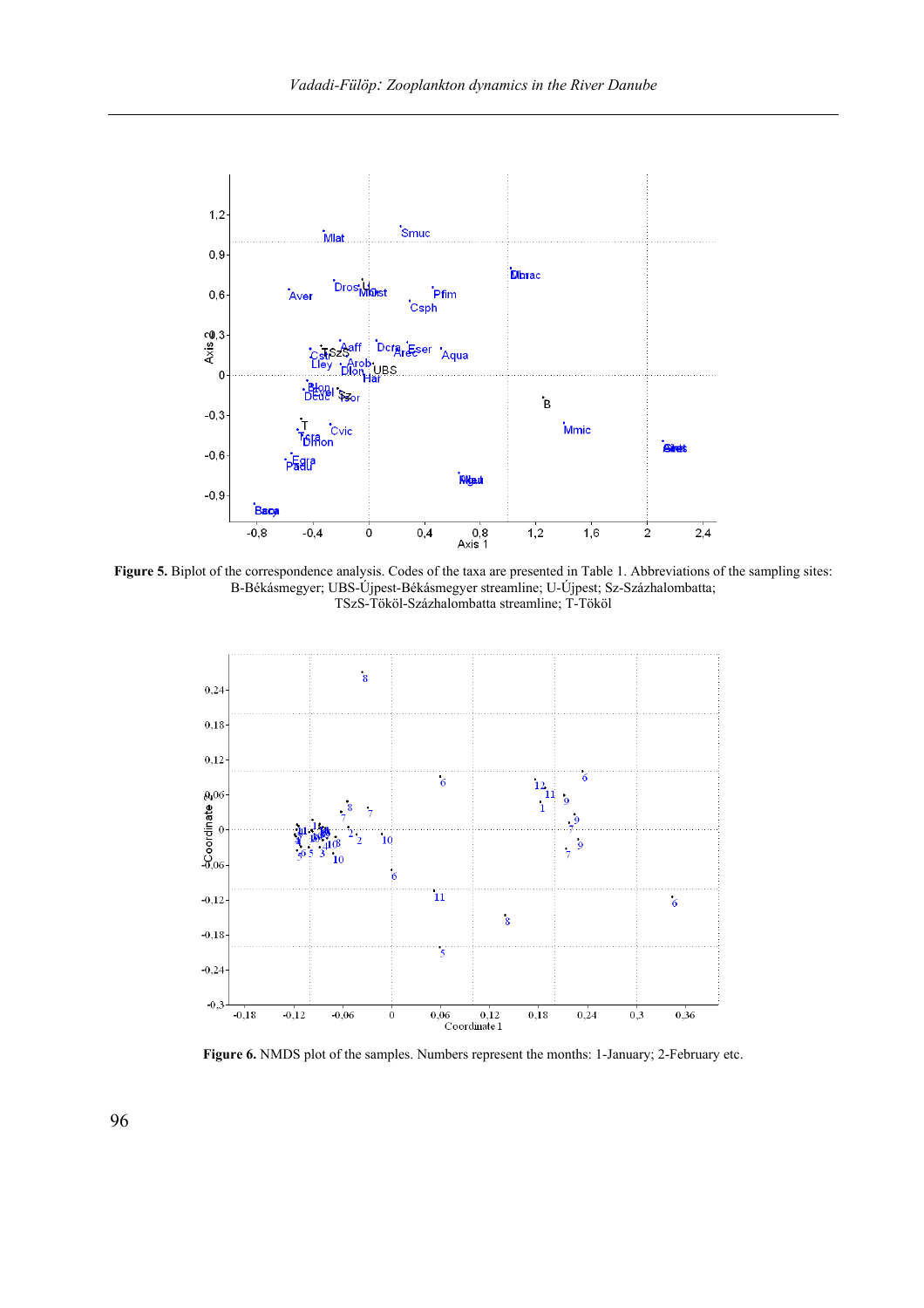**Figure 5.** Biplot of the correspondence analysis. Codes of the taxa are presented in Table 1. Abbreviations of the sampling sites: B-Békásmegyer; UBS-Újpest-Békásmegyer streamline; U-Újpest; Sz-Százhalombatta; TSzS-Tököl-Százhalombatta streamline; T-Tököl

**Figure 6.** NMDS plot of the samples. Numbers represent the months: 1-January; 2-February etc.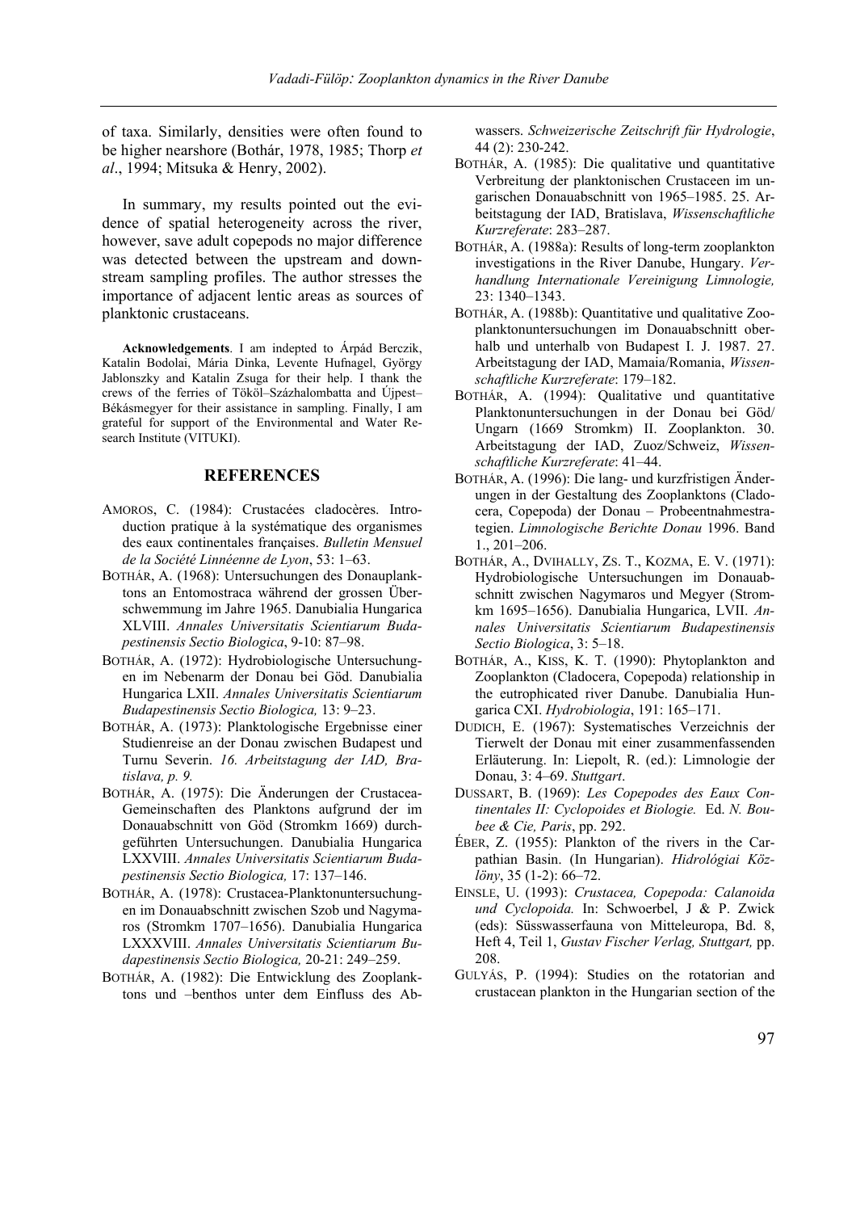of taxa. Similarly, densities were often found to be higher nearshore (Bothár, 1978, 1985; Thorp *et al*., 1994; Mitsuka & Henry, 2002).

In summary, my results pointed out the evidence of spatial heterogeneity across the river, however, save adult copepods no major difference was detected between the upstream and downstream sampling profiles. The author stresses the importance of adjacent lentic areas as sources of planktonic crustaceans.

**Acknowledgements**. I am indepted to Árpád Berczik, Katalin Bodolai, Mária Dinka, Levente Hufnagel, György Jablonszky and Katalin Zsuga for their help. I thank the crews of the ferries of Tököl–Százhalombatta and Újpest–Békásmegyer for their assistance in sampling. Finally, I am grateful for support of the Environmental and Water Research Institute (VITUKI).

## REFERENCES

AMOROS, C. (1984): Crustacées cladocères. Introduction pratique à la systématique des organismes des eaux continentales françaises. *Bulletin Mensuel de la Société Linnéenne de Lyon*, 53: 1–63.

BOTHÁR, A. (1968): Untersuchungen des Donauplanktons an Entomostraca während der grossen Überschwemmung im Jahre 1965. Danubialia Hungarica XLVIII. *Annales Universitatis Scientiarum Budapestinensis Sectio Biologica*, 9-10: 87–98.

BOTHÁR, A. (1972): Hydrobiologische Untersuchungen im Nebenarm der Donau bei Göd. Danubialia Hungarica LXII. *Annales Universitatis Scientiarum Budapestinensis Sectio Biologica,* 13: 9–23.

BOTHÁR, A. (1973): Planktologische Ergebnisse einer Studienreise an der Donau zwischen Budapest und Turnu Severin. *16. Arbeitstagung der IAD, Bratislava, p. 9.*

BOTHÁR, A. (1975): Die Änderungen der Crustacea-Gemeinschaften des Planktons aufgrund der im Donauabschnitt von Göd (Stromkm 1669) durchgeführten Untersuchungen. Danubialia Hungarica LXXVIII. *Annales Universitatis Scientiarum Budapestinensis Sectio Biologica,* 17: 137–146.

BOTHÁR, A. (1978): Crustacea-Planktonuntersuchungen im Donauabschnitt zwischen Szob und Nagymaros (Stromkm 1707–1656). Danubialia Hungarica LXXXVIII. *Annales Universitatis Scientiarum Budapestinensis Sectio Biologica,* 20-21: 249–259.

BOTHÁR, A. (1982): Die Entwicklung des Zooplanktons und –benthos unter dem Einfluss des Abwassers. *Schweizerische Zeitschrift für Hydrologie*, 44 (2): 230-242.

BOTHÁR, A. (1985): Die qualitative und quantitative Verbreitung der planktonischen Crustaceen im ungarischen Donauabschnitt von 1965–1985. 25. Arbeitstagung der IAD, Bratislava, *Wissenschaftliche Kurzreferate*: 283–287.

BOTHÁR, A. (1988a): Results of long-term zooplankton investigations in the River Danube, Hungary. *Verhandlung Internationale Vereinigung Limnologie,* 23: 1340–1343.

BOTHÁR, A. (1988b): Quantitative und qualitative Zooplanktonuntersuchungen im Donauabschnitt oberhalb und unterhalb von Budapest I. J. 1987. 27. Arbeitstagung der IAD, Mamaia/Romania, *Wissenschaftliche Kurzreferate*: 179–182.

BOTHÁR, A. (1994): Qualitative und quantitative Planktonuntersuchungen in der Donau bei Göd/ Ungarn (1669 Stromkm) II. Zooplankton. 30. Arbeitstagung der IAD, Zuoz/Schweiz, *Wissenschaftliche Kurzreferate*: 41–44.

BOTHÁR, A. (1996): Die lang- und kurzfristigen Änderungen in der Gestaltung des Zooplanktons (Cladocera, Copepoda) der Donau – Probeentnahmestrategien. *Limnologische Berichte Donau* 1996. Band 1., 201–206.

BOTHÁR, A., DVIHALLY, ZS. T., KOZMA, E. V. (1971): Hydrobiologische Untersuchungen im Donauabschnitt zwischen Nagymaros und Megyer (Stromkm 1695–1656). Danubialia Hungarica, LVII. *Annales Universitatis Scientiarum Budapestinensis Sectio Biologica*, 3: 5–18.

BOTHÁR, A., KISS, K. T. (1990): Phytoplankton and Zooplankton (Cladocera, Copepoda) relationship in the eutrophicated river Danube. Danubialia Hungarica CXI. *Hydrobiologia*, 191: 165–171.

DUDICH, E. (1967): Systematisches Verzeichnis der Tierwelt der Donau mit einer zusammenfassenden Erläuterung. In: Liepolt, R. (ed.): Limnologie der Donau, 3: 4–69. *Stuttgart*.

DUSSART, B. (1969): *Les Copepodes des Eaux Continentales II: Cyclopoides et Biologie.* Ed. *N. Boubee & Cie, Paris*, pp. 292.

ÉBER, Z. (1955): Plankton of the rivers in the Carpathian Basin. (In Hungarian). *Hidrológiai Közlöny*, 35 (1-2): 66–72.

EINSLE, U. (1993): *Crustacea, Copepoda: Calanoida und Cyclopoida.* In: Schwoerbel, J & P. Zwick (eds): Süsswasserfauna von Mitteleuropa, Bd. 8, Heft 4, Teil 1, *Gustav Fischer Verlag, Stuttgart,* pp. 208.

GULYÁS, P. (1994): Studies on the rotatorian and crustacean plankton in the Hungarian section of the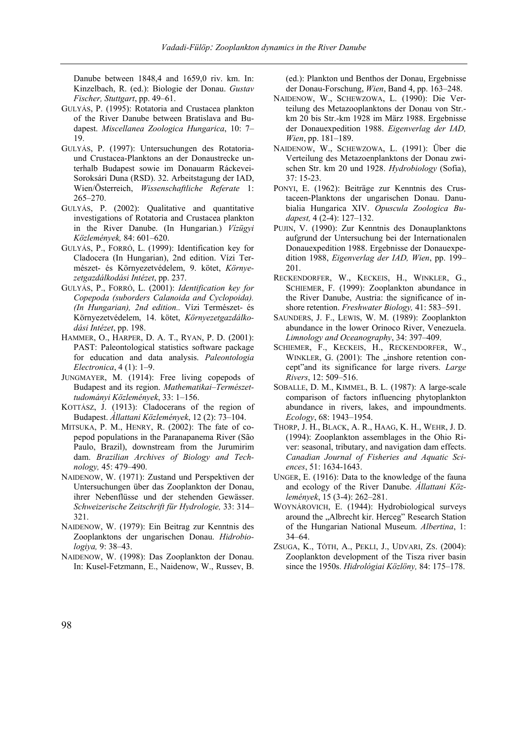Danube between 1848,4 and 1659,0 riv. km. In: Kinzelbach, R. (ed.): Biologie der Donau. *Gustav Fischer, Stuttgart*, pp. 49–61.

GULYÁS, P. (1995): Rotatoria and Crustacea plankton of the River Danube between Bratislava and Budapest. *Miscellanea Zoologica Hungarica*, 10: 7–19.

GULYÁS, P. (1997): Untersuchungen des Rotatoria- und Crustacea-Planktons an der Donaustrecke unterhalb Budapest sowie im Donauarm Ráckevei-Soroksári Duna (RSD). 32. Arbeitstagung der IAD, Wien/Österreich, *Wissenschaftliche Referate* 1: 265–270.

GULYÁS, P. (2002): Qualitative and quantitative investigations of Rotatoria and Crustacea plankton in the River Danube. (In Hungarian.) *Vízügyi Közlemények,* 84: 601–620.

GULYÁS, P., FORRÓ, L. (1999): Identification key for Cladocera (In Hungarian), 2nd edition. Vízi Természet- és Környezetvédelem, 9. kötet, *Környezetgazdálkodási Intézet*, pp. 237.

GULYÁS, P., FORRÓ, L. (2001): *Identification key for Copepoda (suborders Calanoida and Cyclopoida). (In Hungarian), 2nd edition..* Vízi Természet- és Környezetvédelem, 14. kötet, *Környezetgazdálkodási Intézet*, pp. 198.

HAMMER, O., HARPER, D. A. T., RYAN, P. D. (2001): PAST: Paleontological statistics software package for education and data analysis. *Paleontologia Electronica*, 4 (1): 1–9.

JUNGMAYER, M. (1914): Free living copepods of Budapest and its region. *Mathematikai–Természettudományi Közlemények*, 33: 1–156.

KOTTÁSZ, J. (1913): Cladocerans of the region of Budapest. *Állattani Közlemények*, 12 (2): 73–104.

MITSUKA, P. M., HENRY, R. (2002): The fate of copepod populations in the Paranapanema River (São Paulo, Brazil), downstream from the Jurumirim dam. *Brazilian Archives of Biology and Technology,* 45: 479–490.

NAIDENOW, W. (1971): Zustand und Perspektiven der Untersuchungen über das Zooplankton der Donau, ihrer Nebenflüsse und der stehenden Gewässer. *Schweizerische Zeitschrift für Hydrologie,* 33: 314–321.

NAIDENOW, W. (1979): Ein Beitrag zur Kenntnis des Zooplanktons der ungarischen Donau. *Hidrobiologiya,* 9: 38–43.

NAIDENOW, W. (1998): Das Zooplankton der Donau. In: Kusel-Fetzmann, E., Naidenow, W., Russev, B. (ed.): Plankton und Benthos der Donau, Ergebnisse der Donau-Forschung, *Wien*, Band 4, pp. 163–248.

NAIDENOW, W., SCHEWZOWA, L. (1990): Die Verteilung des Metazooplanktons der Donau von Str.-km 20 bis Str.-km 1928 im März 1988. Ergebnisse der Donauexpedition 1988. *Eigenverlag der IAD, Wien*, pp. 181–189.

NAIDENOW, W., SCHEWZOWA, L. (1991): Über die Verteilung des Metazoenplanktons der Donau zwischen Str. km 20 und 1928. *Hydrobiology* (Sofia), 37: 15-23.

PONYI, E. (1962): Beiträge zur Kenntnis des Crustaceen-Planktons der ungarischen Donau. Danubialia Hungarica XIV. *Opuscula Zoologica Budapest,* 4 (2-4): 127–132.

PUJIN, V. (1990): Zur Kenntnis des Donauplanktons aufgrund der Untersuchung bei der Internationalen Donauexpedition 1988. Ergebnisse der Donauexpedition 1988, *Eigenverlag der IAD, Wien*, pp. 199–201.

RECKENDORFER, W., KECKEIS, H., WINKLER, G., SCHIEMER, F. (1999): Zooplankton abundance in the River Danube, Austria: the significance of inshore retention. *Freshwater Biology,* 41: 583–591.

SAUNDERS, J. F., LEWIS, W. M. (1989): Zooplankton abundance in the lower Orinoco River, Venezuela. *Limnology and Oceanography*, 34: 397–409.

SCHIEMER, F., KECKEIS, H., RECKENDORFER, W., WINKLER, G. (2001): The „inshore retention concept"and its significance for large rivers. *Large Rivers*, 12: 509–516.

SOBALLE, D. M., KIMMEL, B. L. (1987): A large-scale comparison of factors influencing phytoplankton abundance in rivers, lakes, and impoundments. *Ecology*, 68: 1943–1954.

THORP, J. H., BLACK, A. R., HAAG, K. H., WEHR, J. D. (1994): Zooplankton assemblages in the Ohio River: seasonal, tributary, and navigation dam effects. *Canadian Journal of Fisheries and Aquatic Sciences*, 51: 1634-1643.

UNGER, E. (1916): Data to the knowledge of the fauna and ecology of the River Danube. *Állattani Közlemények*, 15 (3-4): 262–281.

WOYNÁROVICH, E. (1944): Hydrobiological surveys around the „Albrecht kir. Herceg" Research Station of the Hungarian National Museum. *Albertina*, 1: 34–64.

ZSUGA, K., TÓTH, A., PEKLI, J., UDVARI, ZS. (2004): Zooplankton development of the Tisza river basin since the 1950s. *Hidrológiai Közlöny,* 84: 175–178.